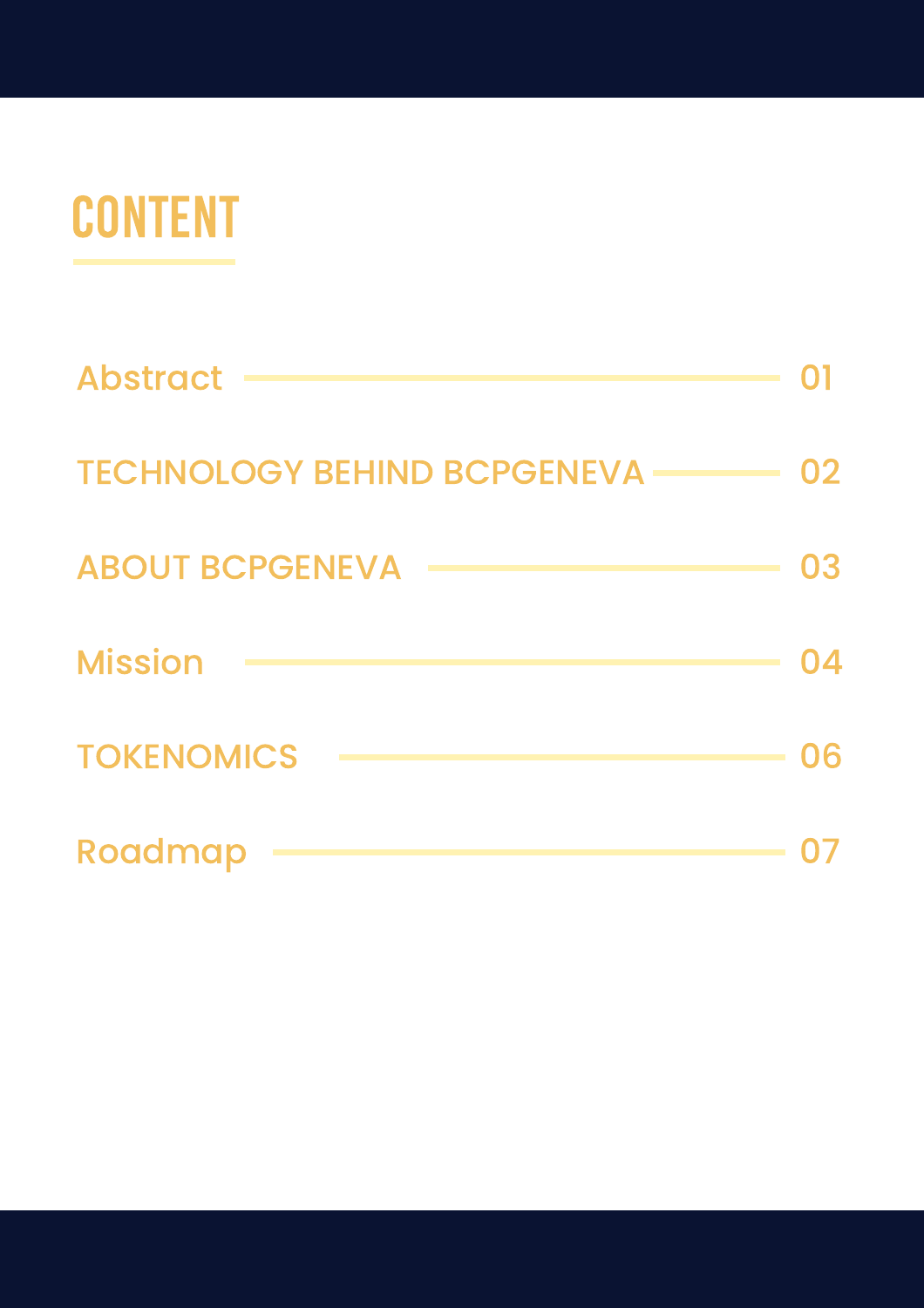# CONTENT

| Section | Page |
| --- | --- |
| Abstract | 01 |
| TECHNOLOGY BEHIND BCPGENEVA | 02 |
| ABOUT BCPGENEVA | 03 |
| Mission | 04 |
| TOKENOMICS | 06 |
| Roadmap | 07 |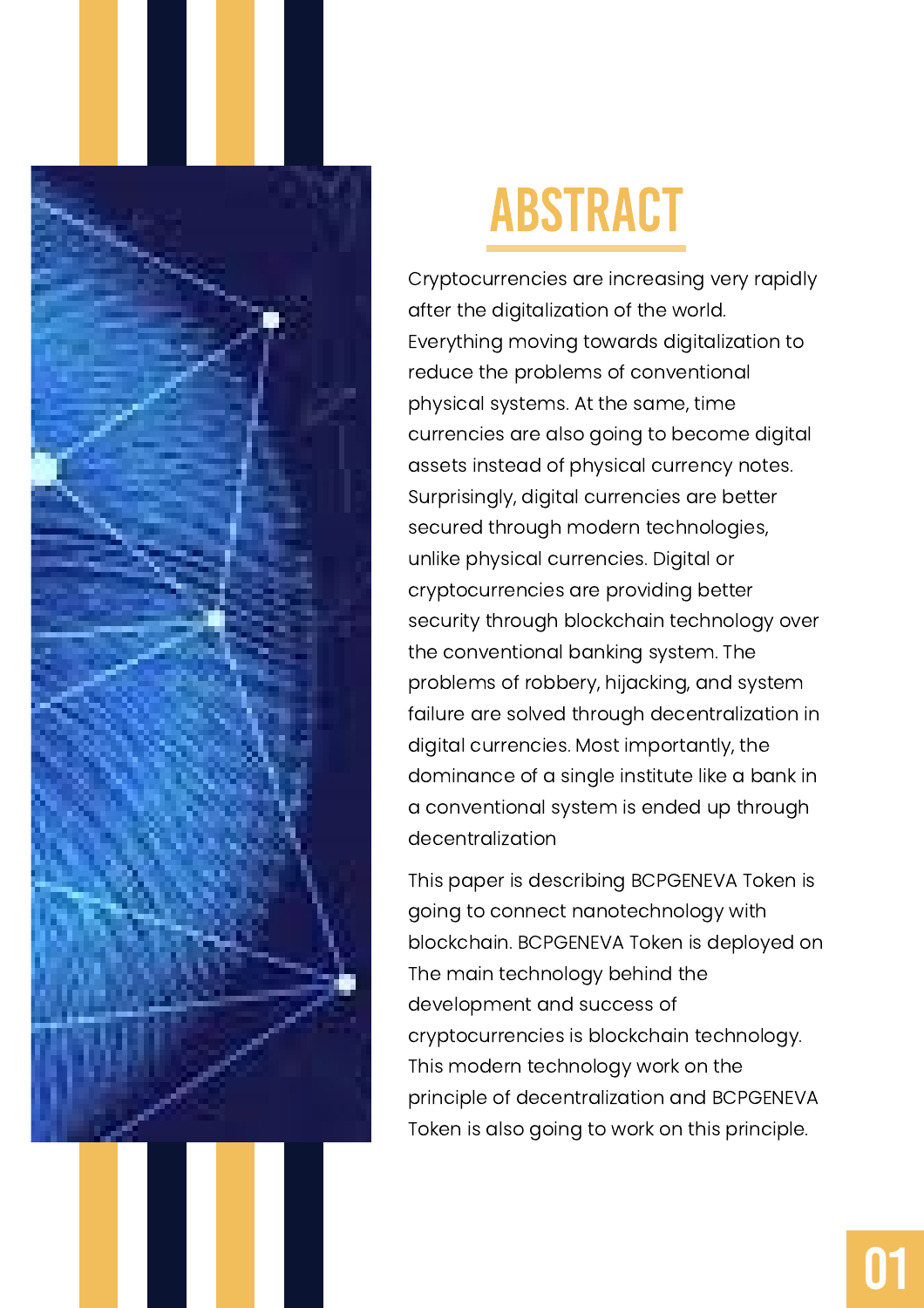# ABSTRACT

Cryptocurrencies are increasing very rapidly after the digitalization of the world. Everything moving towards digitalization to reduce the problems of conventional physical systems. At the same, time currencies are also going to become digital assets instead of physical currency notes. Surprisingly, digital currencies are better secured through modern technologies, unlike physical currencies. Digital or cryptocurrencies are providing better security through blockchain technology over the conventional banking system. The problems of robbery, hijacking, and system failure are solved through decentralization in digital currencies. Most importantly, the dominance of a single institute like a bank in a conventional system is ended up through decentralization

This paper is describing BCPGENEVA Token is going to connect nanotechnology with blockchain. BCPGENEVA Token is deployed on The main technology behind the development and success of cryptocurrencies is blockchain technology. This modern technology work on the principle of decentralization and BCPGENEVA Token is also going to work on this principle.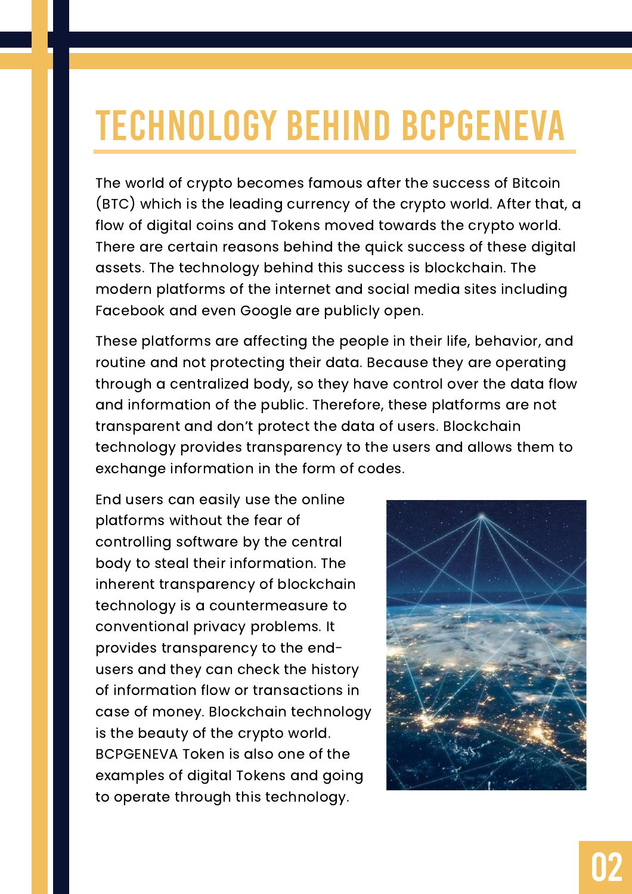# TECHNOLOGY BEHIND BCPGENEVA

The world of crypto becomes famous after the success of Bitcoin (BTC) which is the leading currency of the crypto world. After that, a flow of digital coins and Tokens moved towards the crypto world. There are certain reasons behind the quick success of these digital assets. The technology behind this success is blockchain. The modern platforms of the internet and social media sites including Facebook and even Google are publicly open.

These platforms are affecting the people in their life, behavior, and routine and not protecting their data. Because they are operating through a centralized body, so they have control over the data flow and information of the public. Therefore, these platforms are not transparent and don't protect the data of users. Blockchain technology provides transparency to the users and allows them to exchange information in the form of codes.

End users can easily use the online platforms without the fear of controlling software by the central body to steal their information. The inherent transparency of blockchain technology is a countermeasure to conventional privacy problems. It provides transparency to the end-users and they can check the history of information flow or transactions in case of money. Blockchain technology is the beauty of the crypto world. BCPGENEVA Token is also one of the examples of digital Tokens and going to operate through this technology.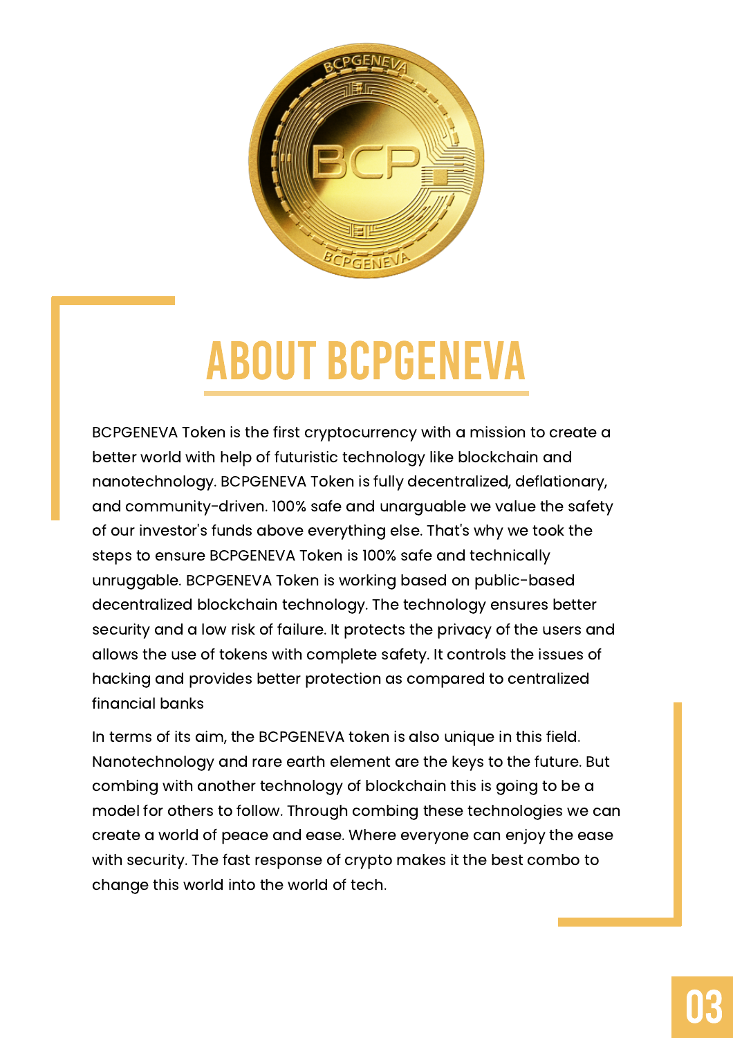# ABOUT BCPGENEVA

BCPGENEVA Token is the first cryptocurrency with a mission to create a better world with help of futuristic technology like blockchain and nanotechnology. BCPGENEVA Token is fully decentralized, deflationary, and community-driven. 100% safe and unarguable we value the safety of our investor's funds above everything else. That's why we took the steps to ensure BCPGENEVA Token is 100% safe and technically unruggable. BCPGENEVA Token is working based on public-based decentralized blockchain technology. The technology ensures better security and a low risk of failure. It protects the privacy of the users and allows the use of tokens with complete safety. It controls the issues of hacking and provides better protection as compared to centralized financial banks

In terms of its aim, the BCPGENEVA token is also unique in this field. Nanotechnology and rare earth element are the keys to the future. But combing with another technology of blockchain this is going to be a model for others to follow. Through combing these technologies we can create a world of peace and ease. Where everyone can enjoy the ease with security. The fast response of crypto makes it the best combo to change this world into the world of tech.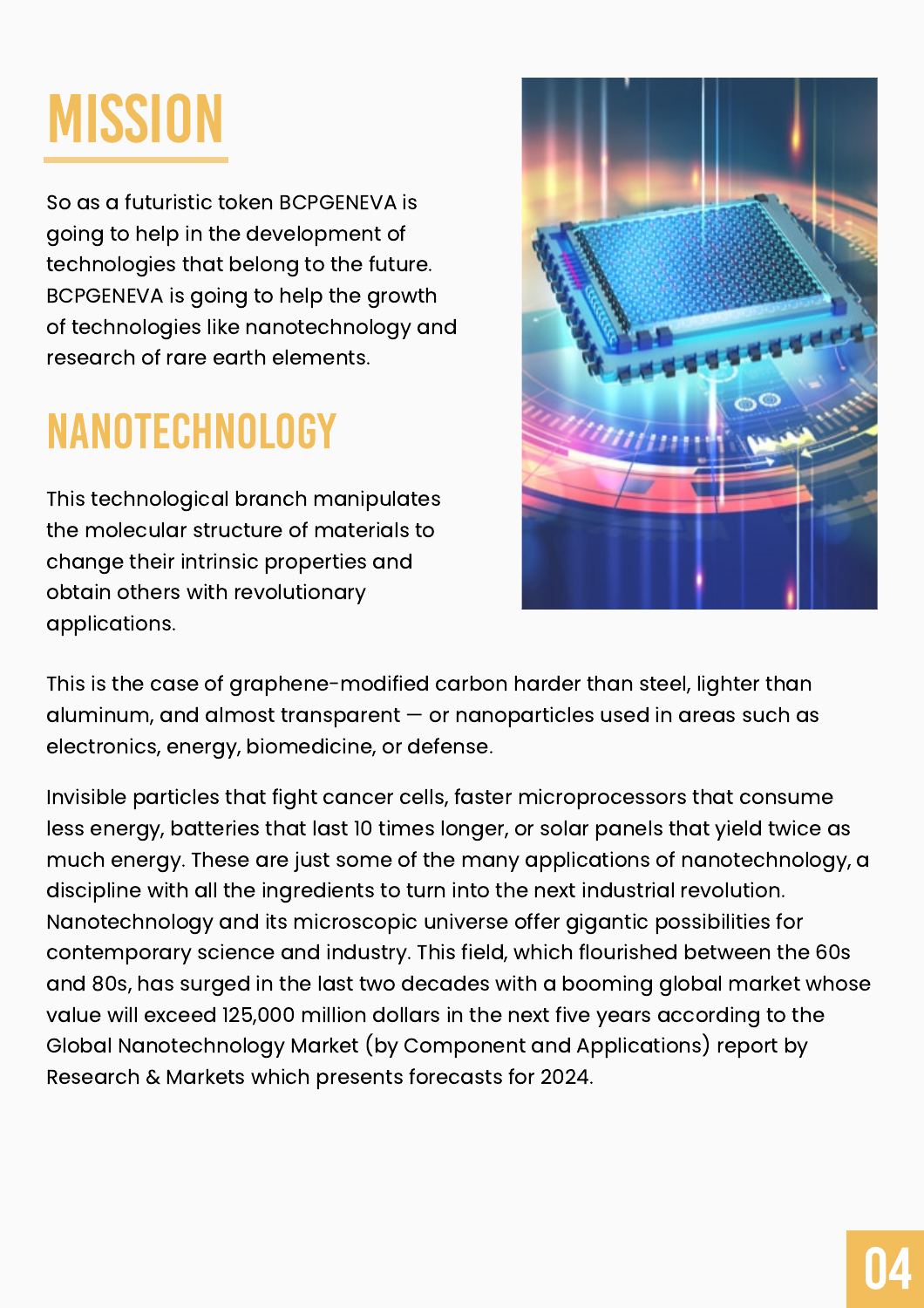# MISSION

So as a futuristic token BCPGENEVA is going to help in the development of technologies that belong to the future. BCPGENEVA is going to help the growth of technologies like nanotechnology and research of rare earth elements.

# NANOTECHNOLOGY

This technological branch manipulates the molecular structure of materials to change their intrinsic properties and obtain others with revolutionary applications.

This is the case of graphene-modified carbon harder than steel, lighter than aluminum, and almost transparent — or nanoparticles used in areas such as electronics, energy, biomedicine, or defense.

Invisible particles that fight cancer cells, faster microprocessors that consume less energy, batteries that last 10 times longer, or solar panels that yield twice as much energy. These are just some of the many applications of nanotechnology, a discipline with all the ingredients to turn into the next industrial revolution. Nanotechnology and its microscopic universe offer gigantic possibilities for contemporary science and industry. This field, which flourished between the 60s and 80s, has surged in the last two decades with a booming global market whose value will exceed 125,000 million dollars in the next five years according to the Global Nanotechnology Market (by Component and Applications) report by Research & Markets which presents forecasts for 2024.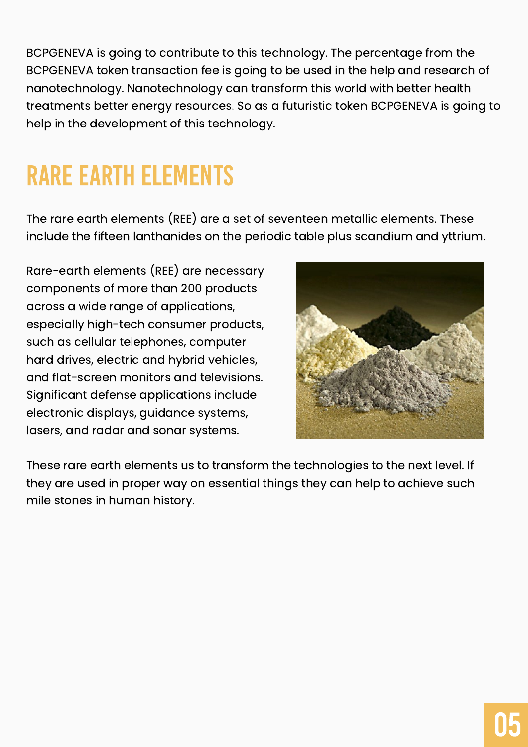BCPGENEVA is going to contribute to this technology. The percentage from the BCPGENEVA token transaction fee is going to be used in the help and research of nanotechnology. Nanotechnology can transform this world with better health treatments better energy resources. So as a futuristic token BCPGENEVA is going to help in the development of this technology.

# RARE EARTH ELEMENTS

The rare earth elements (REE) are a set of seventeen metallic elements. These include the fifteen lanthanides on the periodic table plus scandium and yttrium.

Rare-earth elements (REE) are necessary components of more than 200 products across a wide range of applications, especially high-tech consumer products, such as cellular telephones, computer hard drives, electric and hybrid vehicles, and flat-screen monitors and televisions. Significant defense applications include electronic displays, guidance systems, lasers, and radar and sonar systems.

These rare earth elements us to transform the technologies to the next level. If they are used in proper way on essential things they can help to achieve such mile stones in human history.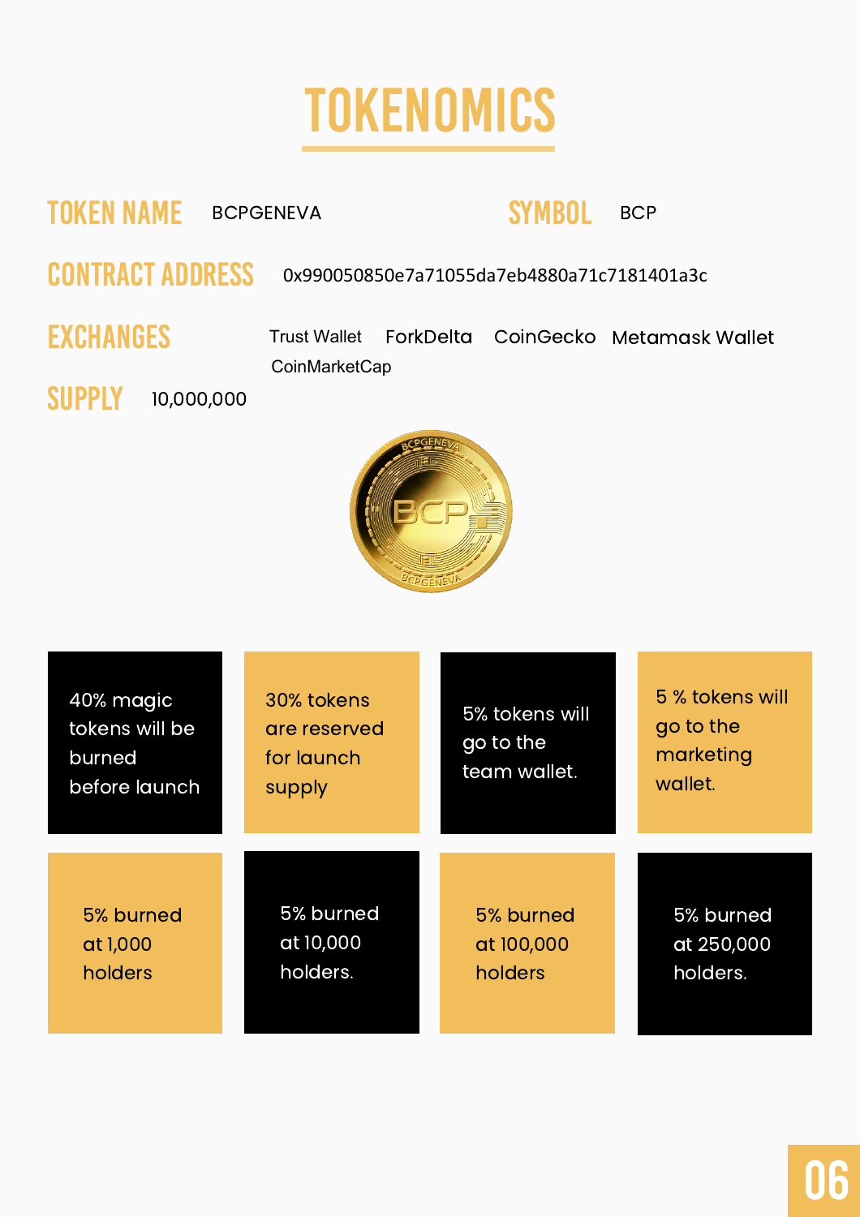# TOKENOMICS

**TOKEN NAME** BCPGENEVA

**SYMBOL** BCP

**CONTRACT ADDRESS** 0x990050850e7a71055da7eb4880a71c7181401a3c

**EXCHANGES** Trust Wallet ForkDelta CoinGecko Metamask Wallet CoinMarketCap

**SUPPLY** 10,000,000

- 40% magic tokens will be burned before launch
- 30% tokens are reserved for launch supply
- 5% tokens will go to the team wallet.
- 5 % tokens will go to the marketing wallet.
- 5% burned at 1,000 holders
- 5% burned at 10,000 holders.
- 5% burned at 100,000 holders
- 5% burned at 250,000 holders.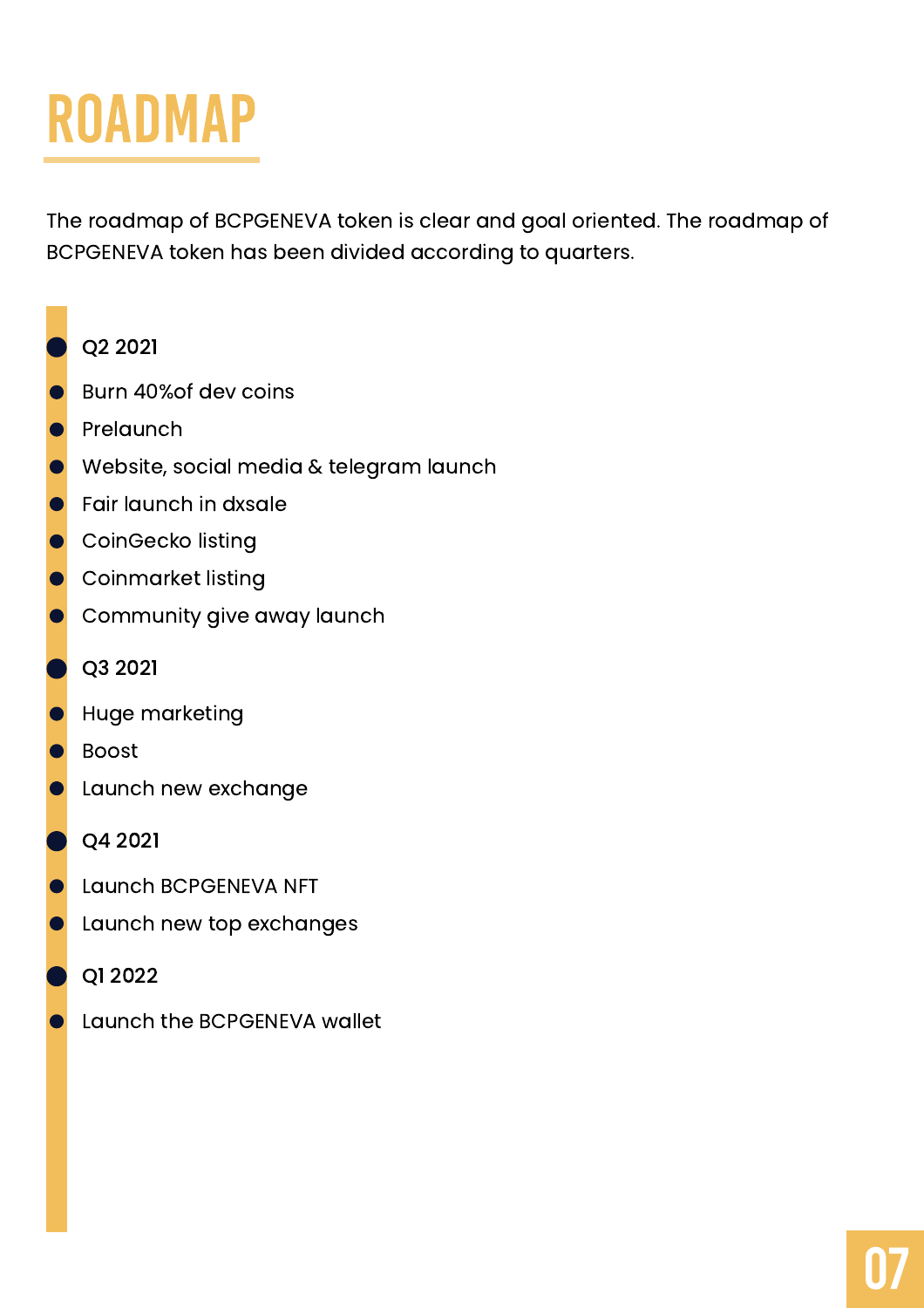# ROADMAP

The roadmap of BCPGENEVA token is clear and goal oriented. The roadmap of BCPGENEVA token has been divided according to quarters.

- Q2 2021
- Burn 40%of dev coins
- Prelaunch
- Website, social media & telegram launch
- Fair launch in dxsale
- CoinGecko listing
- Coinmarket listing
- Community give away launch
- Q3 2021
- Huge marketing
- Boost
- Launch new exchange
- Q4 2021
- Launch BCPGENEVA NFT
- Launch new top exchanges
- Q1 2022
- Launch the BCPGENEVA wallet